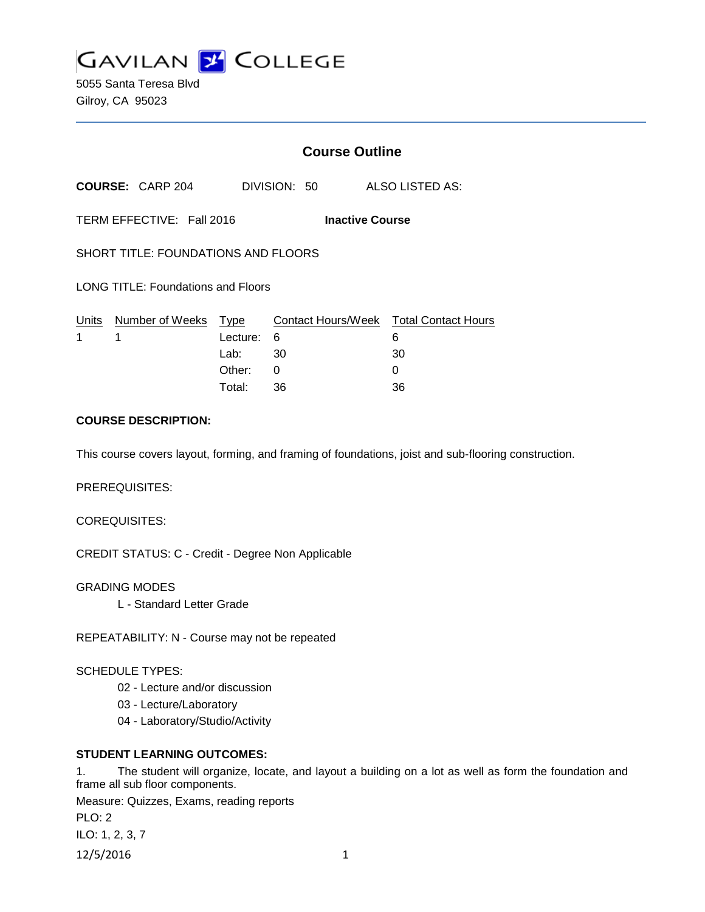# GAVILAN COLLEGE

5055 Santa Teresa Blvd
Gilroy, CA 95023

## Course Outline

**COURSE:** CARP 204 DIVISION: 50 ALSO LISTED AS:

TERM EFFECTIVE: Fall 2016 **Inactive Course**

SHORT TITLE: FOUNDATIONS AND FLOORS

LONG TITLE: Foundations and Floors

| Units | Number of Weeks | Type | Contact Hours/Week | Total Contact Hours |
|---|---|---|---|---|
| 1 | 1 | Lecture: | 6 | 6 |
| | | Lab: | 30 | 30 |
| | | Other: | 0 | 0 |
| | | Total: | 36 | 36 |

**COURSE DESCRIPTION:**

This course covers layout, forming, and framing of foundations, joist and sub-flooring construction.

PREREQUISITES:

COREQUISITES:

CREDIT STATUS: C - Credit - Degree Non Applicable

GRADING MODES

L - Standard Letter Grade

REPEATABILITY: N - Course may not be repeated

SCHEDULE TYPES:

02 - Lecture and/or discussion
03 - Lecture/Laboratory
04 - Laboratory/Studio/Activity

**STUDENT LEARNING OUTCOMES:**

1. The student will organize, locate, and layout a building on a lot as well as form the foundation and frame all sub floor components.

Measure: Quizzes, Exams, reading reports

PLO: 2

ILO: 1, 2, 3, 7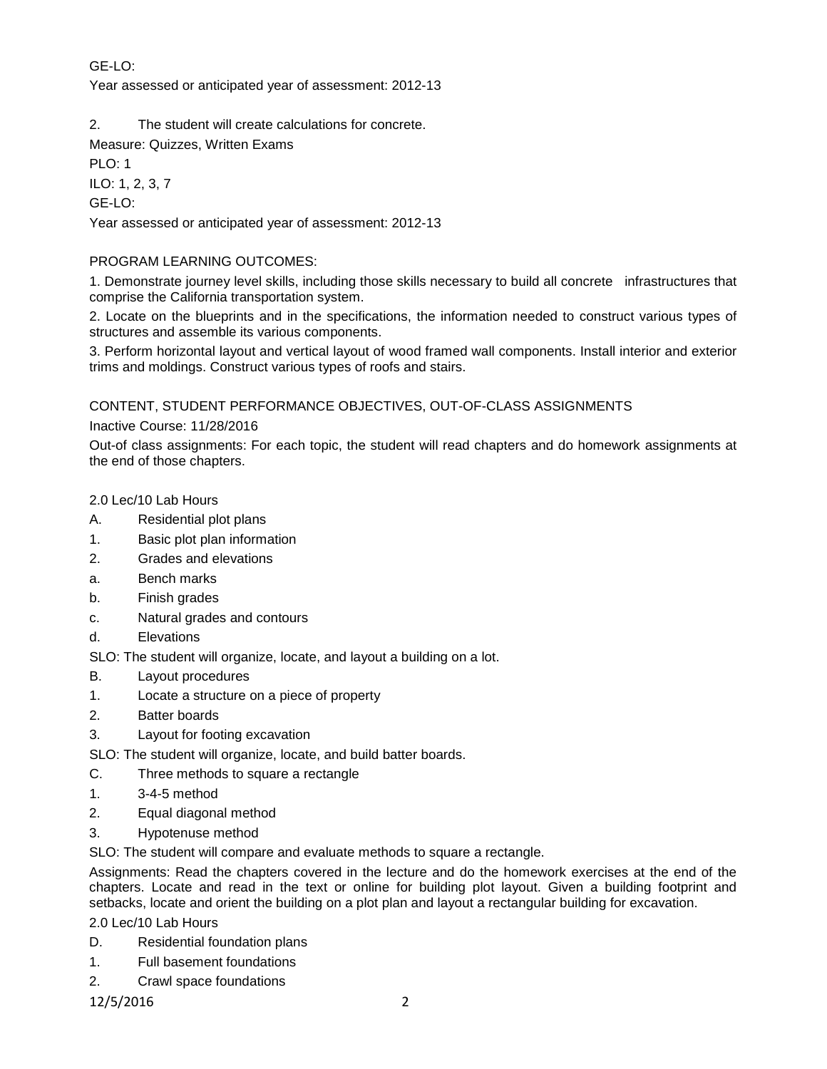GE-LO:

Year assessed or anticipated year of assessment: 2012-13

2. The student will create calculations for concrete.

Measure: Quizzes, Written Exams

PLO: 1

ILO: 1, 2, 3, 7

GE-LO:

Year assessed or anticipated year of assessment: 2012-13

PROGRAM LEARNING OUTCOMES:

1. Demonstrate journey level skills, including those skills necessary to build all concrete infrastructures that comprise the California transportation system.
2. Locate on the blueprints and in the specifications, the information needed to construct various types of structures and assemble its various components.
3. Perform horizontal layout and vertical layout of wood framed wall components. Install interior and exterior trims and moldings. Construct various types of roofs and stairs.

CONTENT, STUDENT PERFORMANCE OBJECTIVES, OUT-OF-CLASS ASSIGNMENTS

Inactive Course: 11/28/2016

Out-of class assignments: For each topic, the student will read chapters and do homework assignments at the end of those chapters.

2.0 Lec/10 Lab Hours

A. Residential plot plans

1. Basic plot plan information
2. Grades and elevations

a. Bench marks

b. Finish grades

c. Natural grades and contours

d. Elevations

SLO: The student will organize, locate, and layout a building on a lot.

B. Layout procedures

1. Locate a structure on a piece of property
2. Batter boards
3. Layout for footing excavation

SLO: The student will organize, locate, and build batter boards.

C. Three methods to square a rectangle

1. 3-4-5 method
2. Equal diagonal method
3. Hypotenuse method

SLO: The student will compare and evaluate methods to square a rectangle.

Assignments: Read the chapters covered in the lecture and do the homework exercises at the end of the chapters. Locate and read in the text or online for building plot layout. Given a building footprint and setbacks, locate and orient the building on a plot plan and layout a rectangular building for excavation.

2.0 Lec/10 Lab Hours

D. Residential foundation plans

1. Full basement foundations
2. Crawl space foundations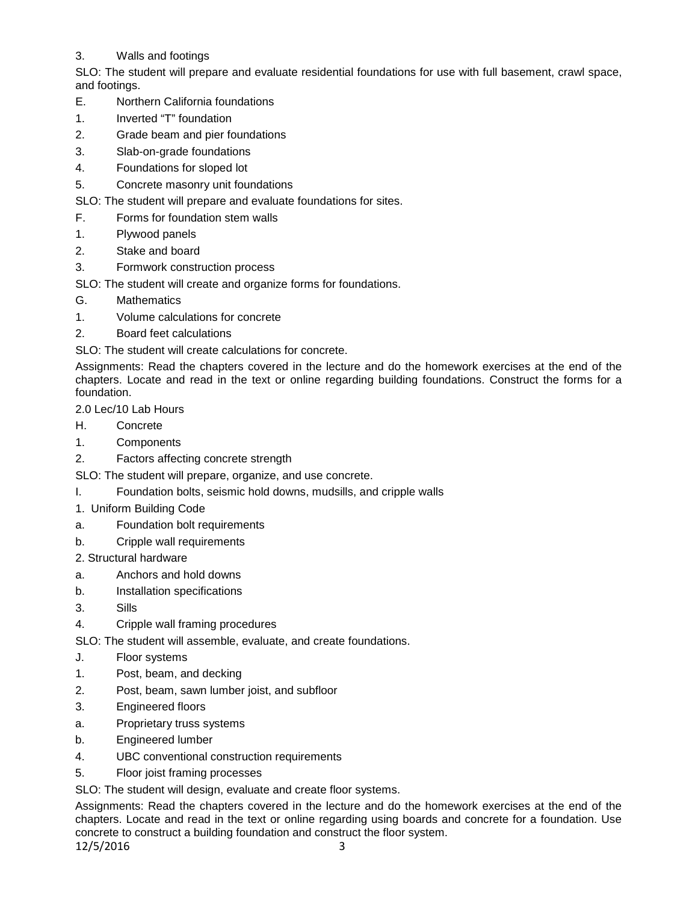3. Walls and footings

SLO: The student will prepare and evaluate residential foundations for use with full basement, crawl space, and footings.

E. Northern California foundations

1. Inverted "T" foundation
2. Grade beam and pier foundations
3. Slab-on-grade foundations
4. Foundations for sloped lot
5. Concrete masonry unit foundations

SLO: The student will prepare and evaluate foundations for sites.

F. Forms for foundation stem walls

1. Plywood panels
2. Stake and board
3. Formwork construction process

SLO: The student will create and organize forms for foundations.

G. Mathematics

1. Volume calculations for concrete
2. Board feet calculations

SLO: The student will create calculations for concrete.

Assignments: Read the chapters covered in the lecture and do the homework exercises at the end of the chapters. Locate and read in the text or online regarding building foundations. Construct the forms for a foundation.

2.0 Lec/10 Lab Hours

H. Concrete

1. Components
2. Factors affecting concrete strength

SLO: The student will prepare, organize, and use concrete.

I. Foundation bolts, seismic hold downs, mudsills, and cripple walls

1. Uniform Building Code
   a. Foundation bolt requirements
   b. Cripple wall requirements
2. Structural hardware
   a. Anchors and hold downs
   b. Installation specifications
3. Sills
4. Cripple wall framing procedures

SLO: The student will assemble, evaluate, and create foundations.

J. Floor systems

1. Post, beam, and decking
2. Post, beam, sawn lumber joist, and subfloor
3. Engineered floors
   a. Proprietary truss systems
   b. Engineered lumber
4. UBC conventional construction requirements
5. Floor joist framing processes

SLO: The student will design, evaluate and create floor systems.

Assignments: Read the chapters covered in the lecture and do the homework exercises at the end of the chapters. Locate and read in the text or online regarding using boards and concrete for a foundation. Use concrete to construct a building foundation and construct the floor system.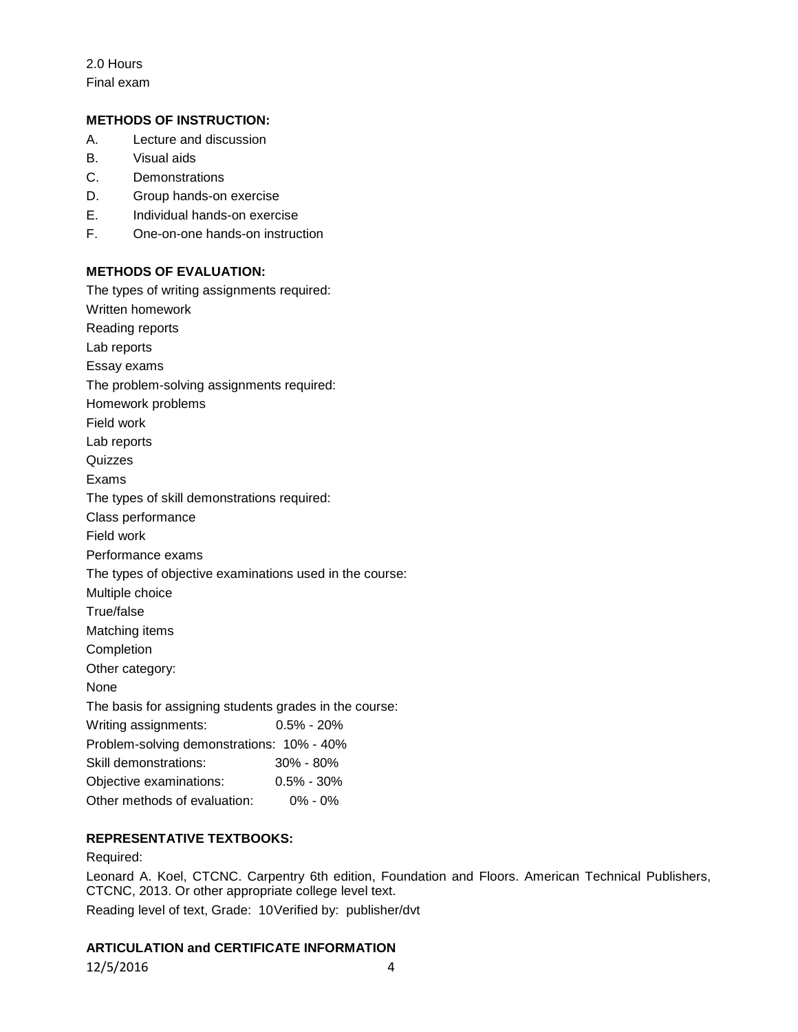2.0 Hours
Final exam

**METHODS OF INSTRUCTION:**

A. Lecture and discussion
B. Visual aids
C. Demonstrations
D. Group hands-on exercise
E. Individual hands-on exercise
F. One-on-one hands-on instruction

**METHODS OF EVALUATION:**

The types of writing assignments required:
Written homework
Reading reports
Lab reports
Essay exams
The problem-solving assignments required:
Homework problems
Field work
Lab reports
Quizzes
Exams
The types of skill demonstrations required:
Class performance
Field work
Performance exams
The types of objective examinations used in the course:
Multiple choice
True/false
Matching items
Completion
Other category:
None
The basis for assigning students grades in the course:
Writing assignments: 0.5% - 20%
Problem-solving demonstrations: 10% - 40%
Skill demonstrations: 30% - 80%
Objective examinations: 0.5% - 30%
Other methods of evaluation: 0% - 0%

**REPRESENTATIVE TEXTBOOKS:**

Required:
Leonard A. Koel, CTCNC. Carpentry 6th edition, Foundation and Floors. American Technical Publishers, CTCNC, 2013. Or other appropriate college level text.
Reading level of text, Grade: 10Verified by: publisher/dvt

**ARTICULATION and CERTIFICATE INFORMATION**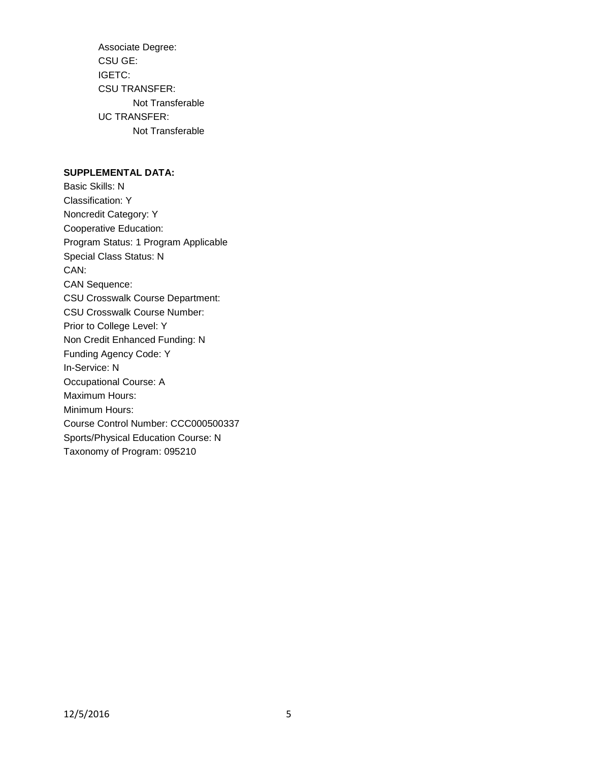Associate Degree:

CSU GE:

IGETC:

CSU TRANSFER:

Not Transferable

UC TRANSFER:

Not Transferable

**SUPPLEMENTAL DATA:**

Basic Skills: N
Classification: Y
Noncredit Category: Y
Cooperative Education:
Program Status: 1 Program Applicable
Special Class Status: N
CAN:
CAN Sequence:
CSU Crosswalk Course Department:
CSU Crosswalk Course Number:
Prior to College Level: Y
Non Credit Enhanced Funding: N
Funding Agency Code: Y
In-Service: N
Occupational Course: A
Maximum Hours:
Minimum Hours:
Course Control Number: CCC000500337
Sports/Physical Education Course: N
Taxonomy of Program: 095210